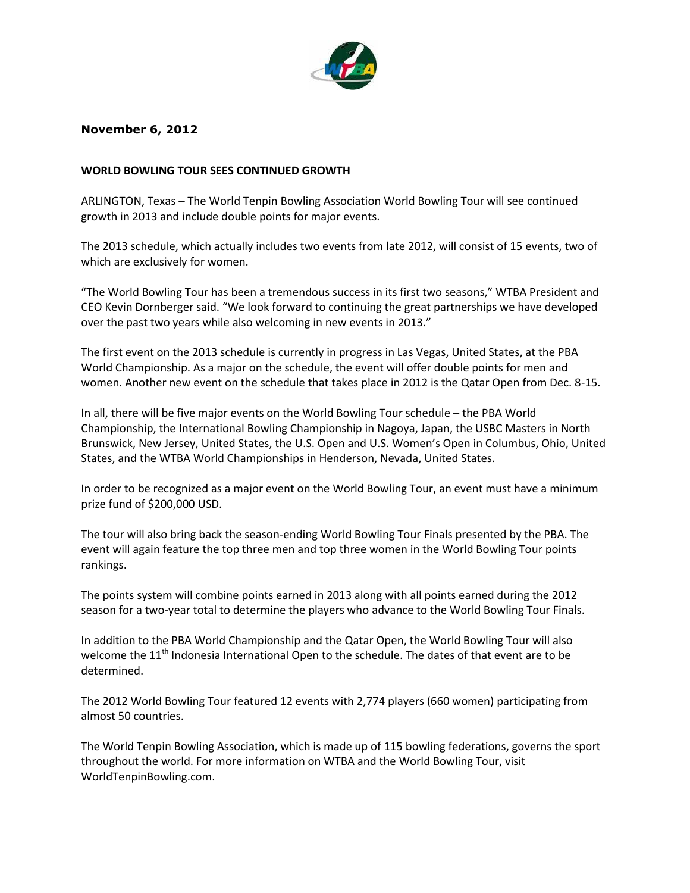**November 6, 2012**

**WORLD BOWLING TOUR SEES CONTINUED GROWTH**

ARLINGTON, Texas – The World Tenpin Bowling Association World Bowling Tour will see continued growth in 2013 and include double points for major events.

The 2013 schedule, which actually includes two events from late 2012, will consist of 15 events, two of which are exclusively for women.

"The World Bowling Tour has been a tremendous success in its first two seasons," WTBA President and CEO Kevin Dornberger said. "We look forward to continuing the great partnerships we have developed over the past two years while also welcoming in new events in 2013."

The first event on the 2013 schedule is currently in progress in Las Vegas, United States, at the PBA World Championship. As a major on the schedule, the event will offer double points for men and women. Another new event on the schedule that takes place in 2012 is the Qatar Open from Dec. 8-15.

In all, there will be five major events on the World Bowling Tour schedule – the PBA World Championship, the International Bowling Championship in Nagoya, Japan, the USBC Masters in North Brunswick, New Jersey, United States, the U.S. Open and U.S. Women's Open in Columbus, Ohio, United States, and the WTBA World Championships in Henderson, Nevada, United States.

In order to be recognized as a major event on the World Bowling Tour, an event must have a minimum prize fund of $200,000 USD.

The tour will also bring back the season-ending World Bowling Tour Finals presented by the PBA. The event will again feature the top three men and top three women in the World Bowling Tour points rankings.

The points system will combine points earned in 2013 along with all points earned during the 2012 season for a two-year total to determine the players who advance to the World Bowling Tour Finals.

In addition to the PBA World Championship and the Qatar Open, the World Bowling Tour will also welcome the 11th Indonesia International Open to the schedule. The dates of that event are to be determined.

The 2012 World Bowling Tour featured 12 events with 2,774 players (660 women) participating from almost 50 countries.

The World Tenpin Bowling Association, which is made up of 115 bowling federations, governs the sport throughout the world. For more information on WTBA and the World Bowling Tour, visit WorldTenpinBowling.com.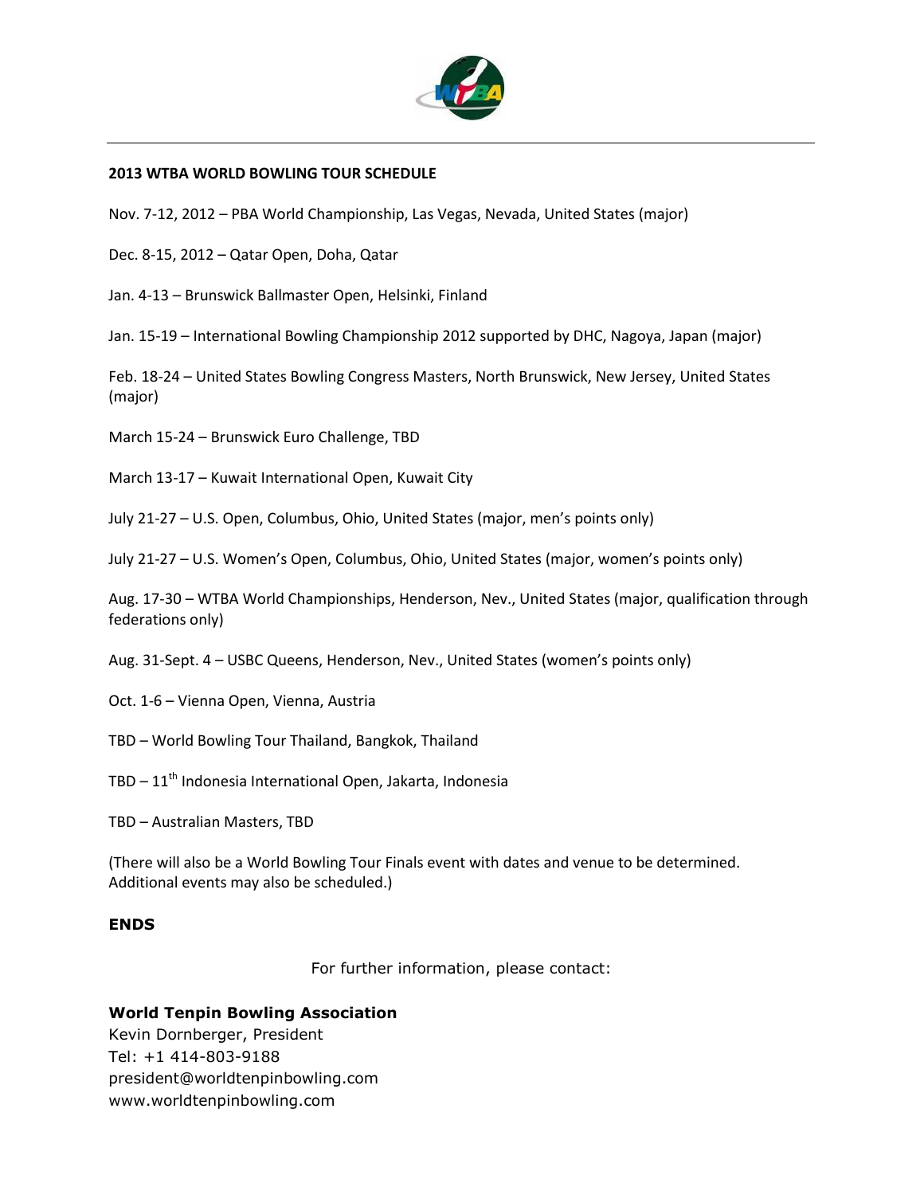**2013 WTBA WORLD BOWLING TOUR SCHEDULE**

Nov. 7-12, 2012 – PBA World Championship, Las Vegas, Nevada, United States (major)

Dec. 8-15, 2012 – Qatar Open, Doha, Qatar

Jan. 4-13 – Brunswick Ballmaster Open, Helsinki, Finland

Jan. 15-19 – International Bowling Championship 2012 supported by DHC, Nagoya, Japan (major)

Feb. 18-24 – United States Bowling Congress Masters, North Brunswick, New Jersey, United States (major)

March 15-24 – Brunswick Euro Challenge, TBD

March 13-17 – Kuwait International Open, Kuwait City

July 21-27 – U.S. Open, Columbus, Ohio, United States (major, men's points only)

July 21-27 – U.S. Women's Open, Columbus, Ohio, United States (major, women's points only)

Aug. 17-30 – WTBA World Championships, Henderson, Nev., United States (major, qualification through federations only)

Aug. 31-Sept. 4 – USBC Queens, Henderson, Nev., United States (women's points only)

Oct. 1-6 – Vienna Open, Vienna, Austria

TBD – World Bowling Tour Thailand, Bangkok, Thailand

TBD – 11th Indonesia International Open, Jakarta, Indonesia

TBD – Australian Masters, TBD

(There will also be a World Bowling Tour Finals event with dates and venue to be determined. Additional events may also be scheduled.)

**ENDS**

For further information, please contact:

**World Tenpin Bowling Association**
Kevin Dornberger, President
Tel: +1 414-803-9188
president@worldtenpinbowling.com
www.worldtenpinbowling.com